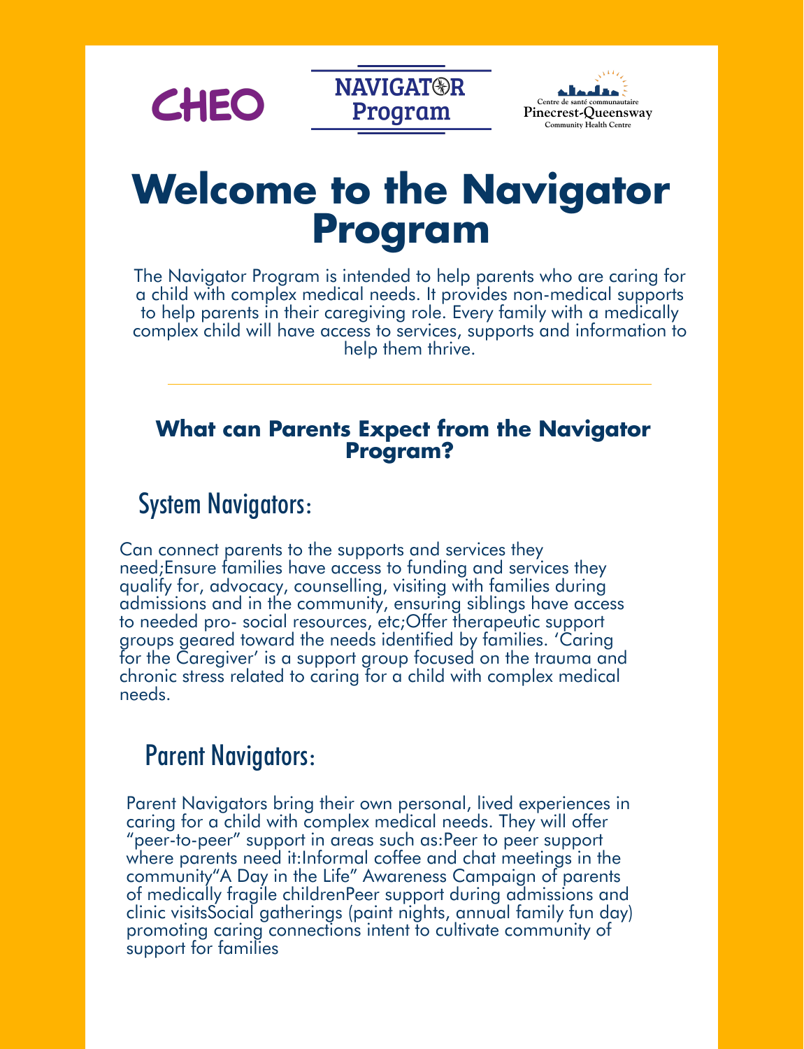CHEO

NAVIGATOR Program

Centre de santé communautaire
Pinecrest-Queensway
Community Health Centre

# Welcome to the Navigator Program

The Navigator Program is intended to help parents who are caring for a child with complex medical needs. It provides non-medical supports to help parents in their caregiving role. Every family with a medically complex child will have access to services, supports and information to help them thrive.

---

### What can Parents Expect from the Navigator Program?

## System Navigators:

Can connect parents to the supports and services they need;Ensure families have access to funding and services they qualify for, advocacy, counselling, visiting with families during admissions and in the community, ensuring siblings have access to needed pro- social resources, etc;Offer therapeutic support groups geared toward the needs identified by families. 'Caring for the Caregiver' is a support group focused on the trauma and chronic stress related to caring for a child with complex medical needs.

## Parent Navigators:

Parent Navigators bring their own personal, lived experiences in caring for a child with complex medical needs. They will offer "peer-to-peer" support in areas such as:Peer to peer support where parents need it:Informal coffee and chat meetings in the community"A Day in the Life" Awareness Campaign of parents of medically fragile childrenPeer support during admissions and clinic visitsSocial gatherings (paint nights, annual family fun day) promoting caring connections intent to cultivate community of support for families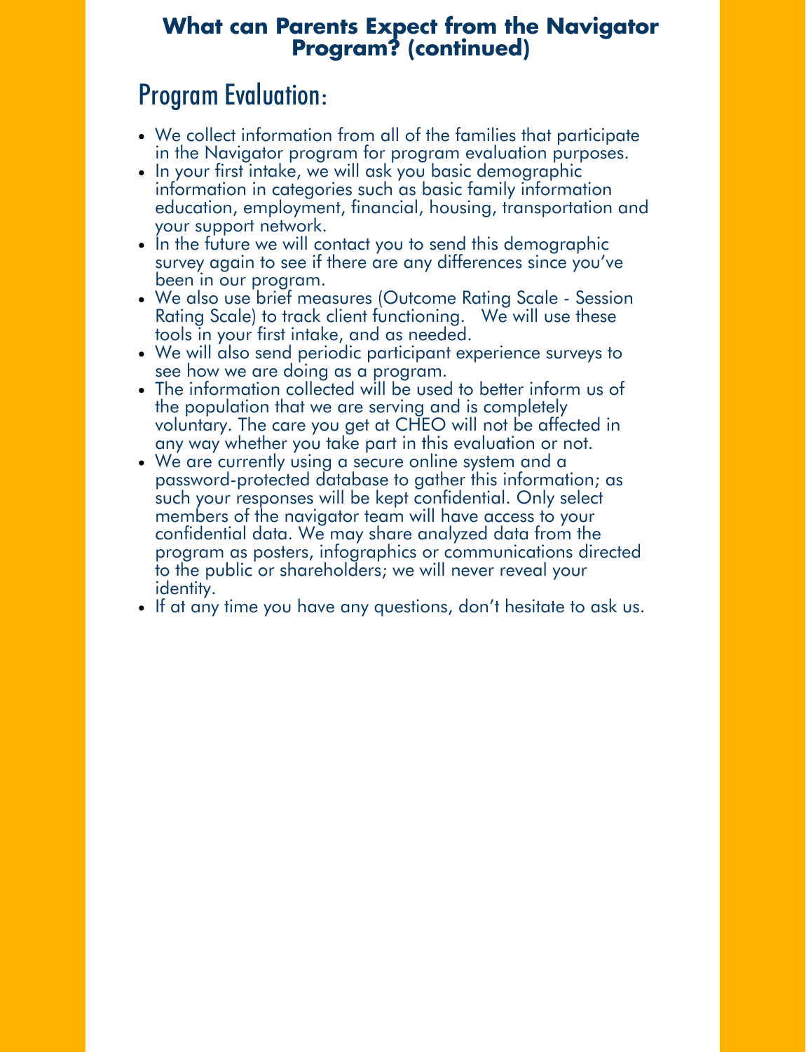# What can Parents Expect from the Navigator Program? (continued)

## Program Evaluation:

- We collect information from all of the families that participate in the Navigator program for program evaluation purposes.
- In your first intake, we will ask you basic demographic information in categories such as basic family information education, employment, financial, housing, transportation and your support network.
- In the future we will contact you to send this demographic survey again to see if there are any differences since you've been in our program.
- We also use brief measures (Outcome Rating Scale - Session Rating Scale) to track client functioning. We will use these tools in your first intake, and as needed.
- We will also send periodic participant experience surveys to see how we are doing as a program.
- The information collected will be used to better inform us of the population that we are serving and is completely voluntary. The care you get at CHEO will not be affected in any way whether you take part in this evaluation or not.
- We are currently using a secure online system and a password-protected database to gather this information; as such your responses will be kept confidential. Only select members of the navigator team will have access to your confidential data. We may share analyzed data from the program as posters, infographics or communications directed to the public or shareholders; we will never reveal your identity.
- If at any time you have any questions, don't hesitate to ask us.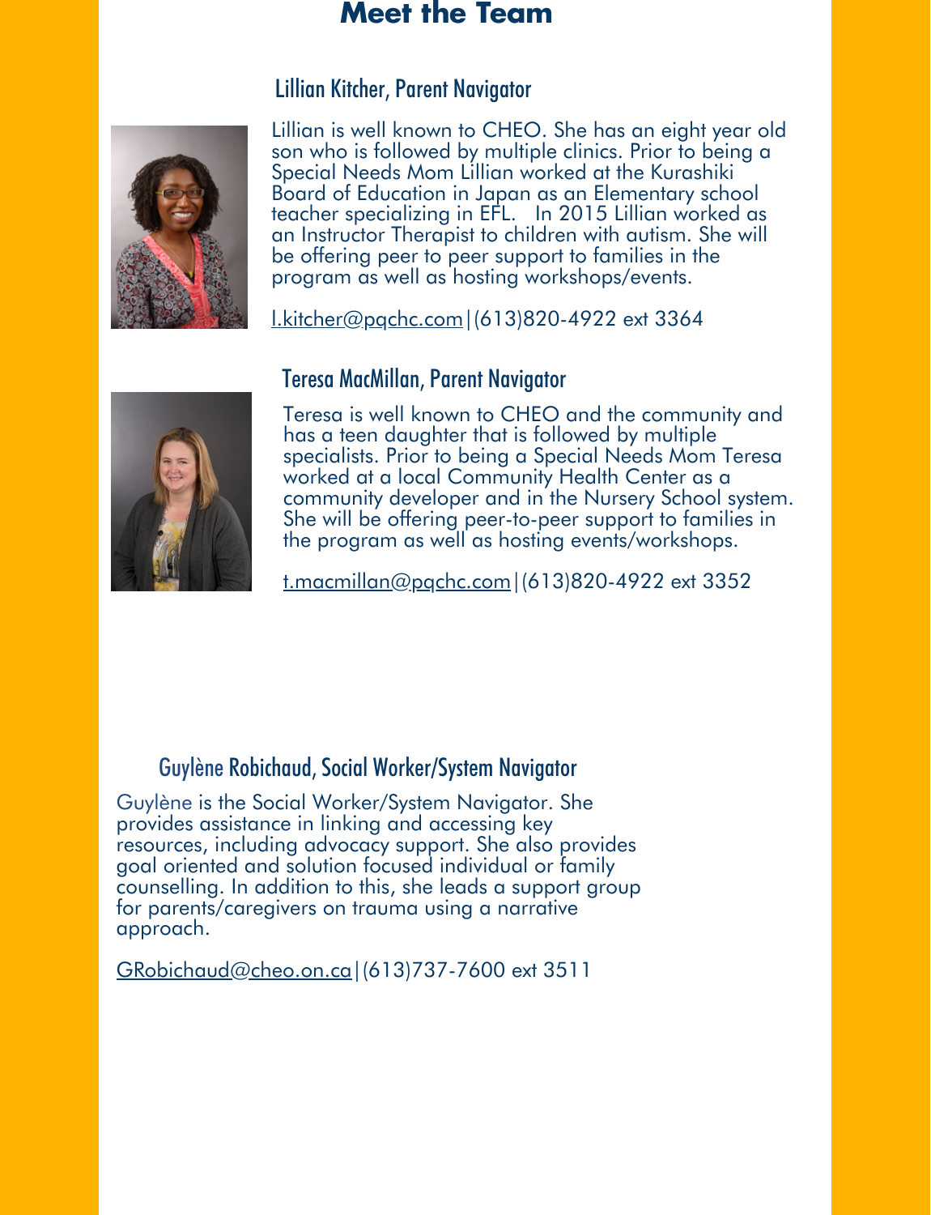# Meet the Team

## Lillian Kitcher, Parent Navigator

Lillian is well known to CHEO. She has an eight year old son who is followed by multiple clinics. Prior to being a Special Needs Mom Lillian worked at the Kurashiki Board of Education in Japan as an Elementary school teacher specializing in EFL. In 2015 Lillian worked as an Instructor Therapist to children with autism. She will be offering peer to peer support to families in the program as well as hosting workshops/events.

l.kitcher@pqchc.com|(613)820-4922 ext 3364

## Teresa MacMillan, Parent Navigator

Teresa is well known to CHEO and the community and has a teen daughter that is followed by multiple specialists. Prior to being a Special Needs Mom Teresa worked at a local Community Health Center as a community developer and in the Nursery School system. She will be offering peer-to-peer support to families in the program as well as hosting events/workshops.

t.macmillan@pqchc.com|(613)820-4922 ext 3352

## Guylène Robichaud, Social Worker/System Navigator

Guylène is the Social Worker/System Navigator. She provides assistance in linking and accessing key resources, including advocacy support. She also provides goal oriented and solution focused individual or family counselling. In addition to this, she leads a support group for parents/caregivers on trauma using a narrative approach.

GRobichaud@cheo.on.ca|(613)737-7600 ext 3511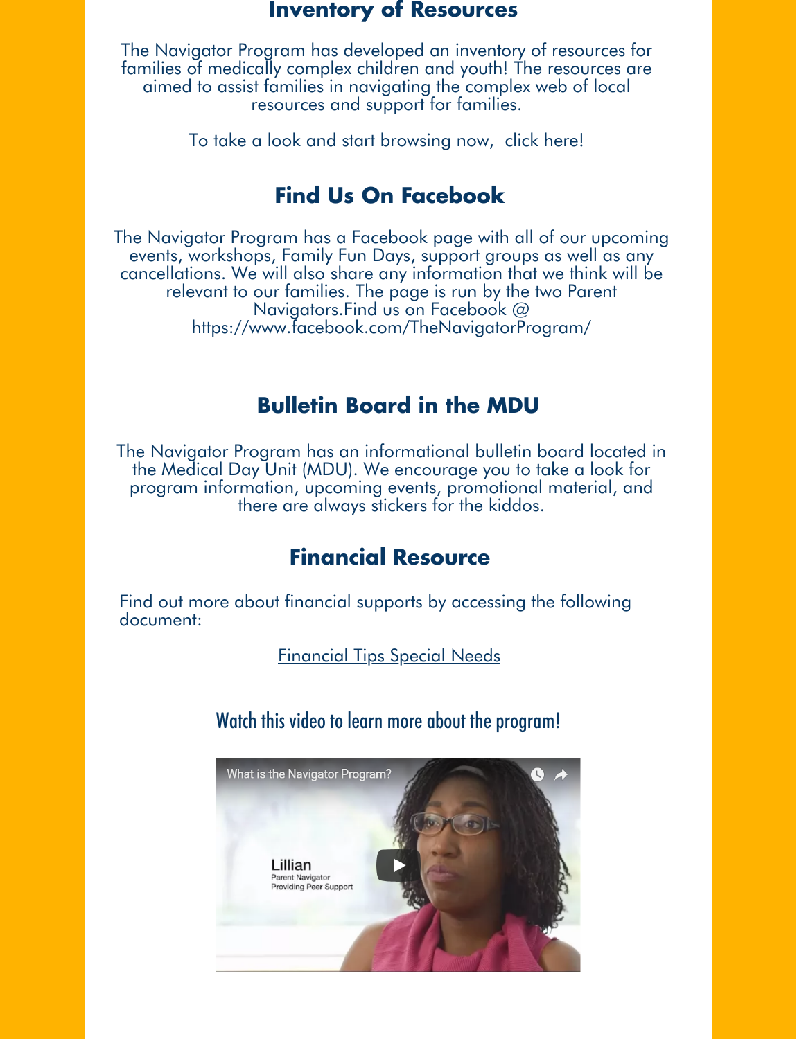## Inventory of Resources

The Navigator Program has developed an inventory of resources for families of medically complex children and youth! The resources are aimed to assist families in navigating the complex web of local resources and support for families.

To take a look and start browsing now, click here!

## Find Us On Facebook

The Navigator Program has a Facebook page with all of our upcoming events, workshops, Family Fun Days, support groups as well as any cancellations. We will also share any information that we think will be relevant to our families. The page is run by the two Parent Navigators.Find us on Facebook @ https://www.facebook.com/TheNavigatorProgram/

## Bulletin Board in the MDU

The Navigator Program has an informational bulletin board located in the Medical Day Unit (MDU). We encourage you to take a look for program information, upcoming events, promotional material, and there are always stickers for the kiddos.

## Financial Resource

Find out more about financial supports by accessing the following document:

Financial Tips Special Needs

### Watch this video to learn more about the program!